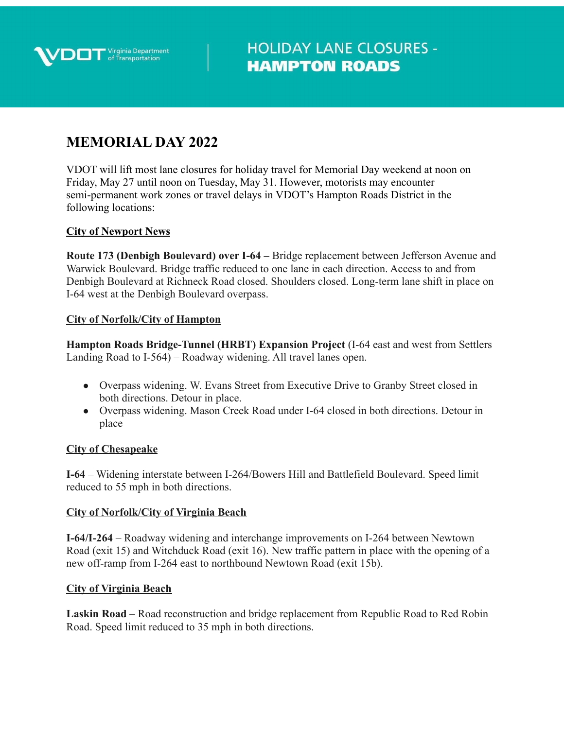VDOT Virginia Department of Transportation

# HOLIDAY LANE CLOSURES - **HAMPTON ROADS**

## MEMORIAL DAY 2022

VDOT will lift most lane closures for holiday travel for Memorial Day weekend at noon on Friday, May 27 until noon on Tuesday, May 31. However, motorists may encounter semi-permanent work zones or travel delays in VDOT's Hampton Roads District in the following locations:

### City of Newport News

**Route 173 (Denbigh Boulevard) over I-64 –** Bridge replacement between Jefferson Avenue and Warwick Boulevard. Bridge traffic reduced to one lane in each direction. Access to and from Denbigh Boulevard at Richneck Road closed. Shoulders closed. Long-term lane shift in place on I-64 west at the Denbigh Boulevard overpass.

### City of Norfolk/City of Hampton

**Hampton Roads Bridge-Tunnel (HRBT) Expansion Project** (I-64 east and west from Settlers Landing Road to I-564) – Roadway widening. All travel lanes open.

- Overpass widening. W. Evans Street from Executive Drive to Granby Street closed in both directions. Detour in place.
- Overpass widening. Mason Creek Road under I-64 closed in both directions. Detour in place

### City of Chesapeake

**I-64** – Widening interstate between I-264/Bowers Hill and Battlefield Boulevard. Speed limit reduced to 55 mph in both directions.

### City of Norfolk/City of Virginia Beach

**I-64/I-264** – Roadway widening and interchange improvements on I-264 between Newtown Road (exit 15) and Witchduck Road (exit 16). New traffic pattern in place with the opening of a new off-ramp from I-264 east to northbound Newtown Road (exit 15b).

### City of Virginia Beach

**Laskin Road** – Road reconstruction and bridge replacement from Republic Road to Red Robin Road. Speed limit reduced to 35 mph in both directions.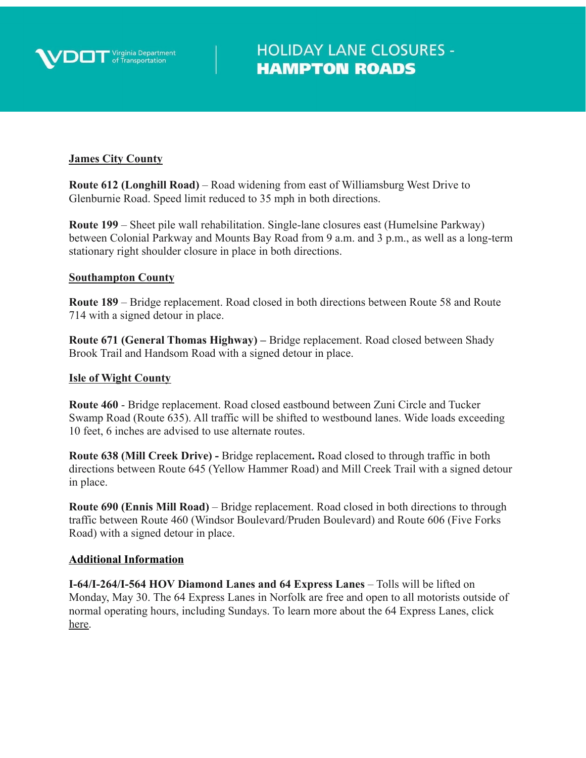# HOLIDAY LANE CLOSURES - HAMPTON ROADS

**James City County**

**Route 612 (Longhill Road)** – Road widening from east of Williamsburg West Drive to Glenburnie Road. Speed limit reduced to 35 mph in both directions.

**Route 199** – Sheet pile wall rehabilitation. Single-lane closures east (Humelsine Parkway) between Colonial Parkway and Mounts Bay Road from 9 a.m. and 3 p.m., as well as a long-term stationary right shoulder closure in place in both directions.

**Southampton County**

**Route 189** – Bridge replacement. Road closed in both directions between Route 58 and Route 714 with a signed detour in place.

**Route 671 (General Thomas Highway) –** Bridge replacement. Road closed between Shady Brook Trail and Handsom Road with a signed detour in place.

**Isle of Wight County**

**Route 460** - Bridge replacement. Road closed eastbound between Zuni Circle and Tucker Swamp Road (Route 635). All traffic will be shifted to westbound lanes. Wide loads exceeding 10 feet, 6 inches are advised to use alternate routes.

**Route 638 (Mill Creek Drive) -** Bridge replacement**.** Road closed to through traffic in both directions between Route 645 (Yellow Hammer Road) and Mill Creek Trail with a signed detour in place.

**Route 690 (Ennis Mill Road)** – Bridge replacement. Road closed in both directions to through traffic between Route 460 (Windsor Boulevard/Pruden Boulevard) and Route 606 (Five Forks Road) with a signed detour in place.

**Additional Information**

**I-64/I-264/I-564 HOV Diamond Lanes and 64 Express Lanes** – Tolls will be lifted on Monday, May 30. The 64 Express Lanes in Norfolk are free and open to all motorists outside of normal operating hours, including Sundays. To learn more about the 64 Express Lanes, click here.